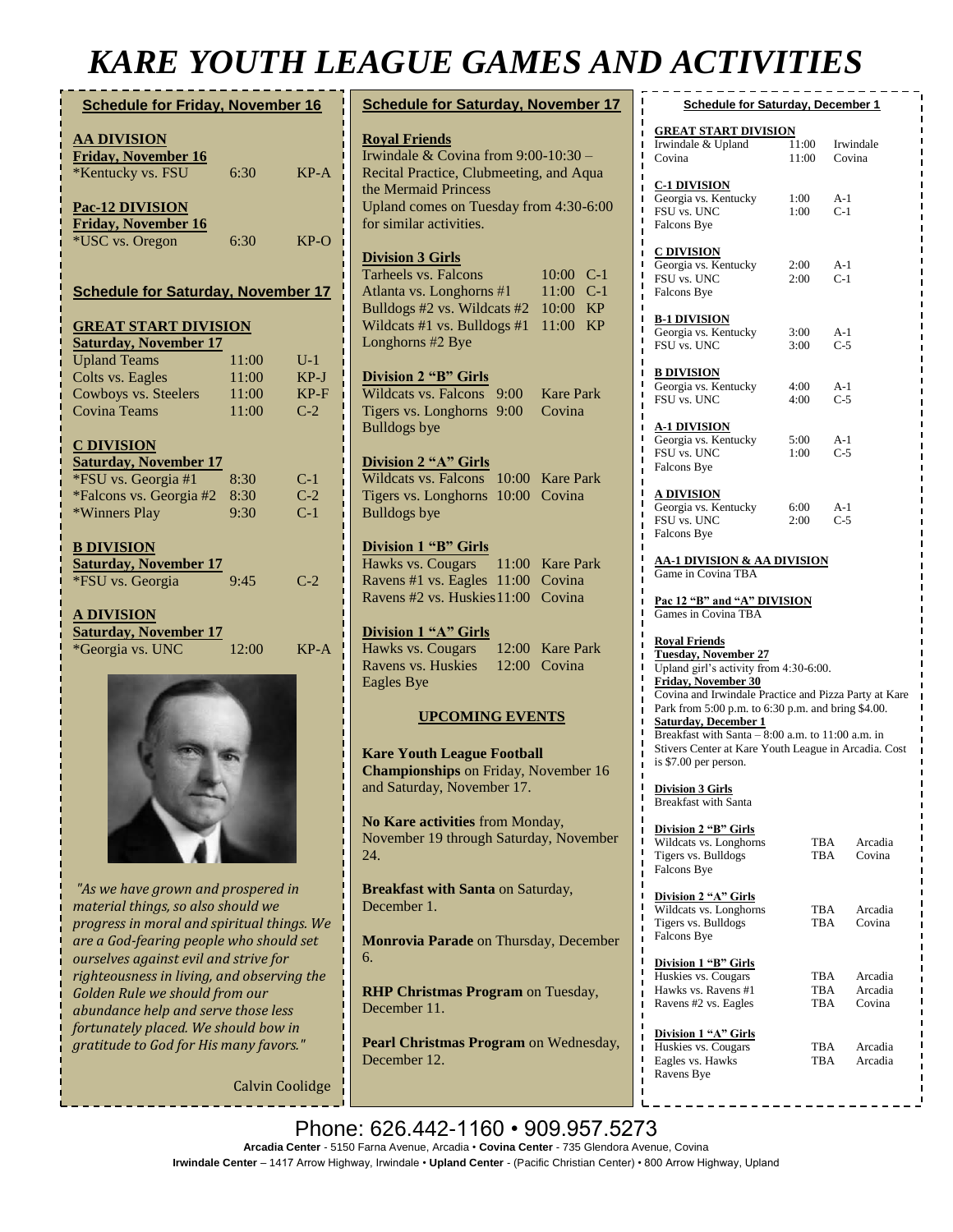# KARE YOUTH LEAGUE GAMES AND ACTIVITIES

## Schedule for Friday, November 16

**AA DIVISION**
**Friday, November 16**

| | | |
|---|---|---|
| *Kentucky vs. FSU | 6:30 | KP-A |

**Pac-12 DIVISION**
**Friday, November 16**

| | | |
|---|---|---|
| *USC vs. Oregon | 6:30 | KP-O |

## Schedule for Saturday, November 17

**GREAT START DIVISION**
**Saturday, November 17**

| | | |
|---|---|---|
| Upland Teams | 11:00 | U-1 |
| Colts vs. Eagles | 11:00 | KP-J |
| Cowboys vs. Steelers | 11:00 | KP-F |
| Covina Teams | 11:00 | C-2 |

**C DIVISION**
**Saturday, November 17**

| | | |
|---|---|---|
| *FSU vs. Georgia #1 | 8:30 | C-1 |
| *Falcons vs. Georgia #2 | 8:30 | C-2 |
| *Winners Play | 9:30 | C-1 |

**B DIVISION**
**Saturday, November 17**

| | | |
|---|---|---|
| *FSU vs. Georgia | 9:45 | C-2 |

**A DIVISION**
**Saturday, November 17**

| | | |
|---|---|---|
| *Georgia vs. UNC | 12:00 | KP-A |

*"As we have grown and prospered in material things, so also should we progress in moral and spiritual things. We are a God-fearing people who should set ourselves against evil and strive for righteousness in living, and observing the Golden Rule we should from our abundance help and serve those less fortunately placed. We should bow in gratitude to God for His many favors."*

Calvin Coolidge

## Schedule for Saturday, November 17

**Royal Friends**
Irwindale & Covina from 9:00-10:30 – Recital Practice, Clubmeeting, and Aqua the Mermaid Princess
Upland comes on Tuesday from 4:30-6:00 for similar activities.

**Division 3 Girls**

| | | |
|---|---|---|
| Tarheels vs. Falcons | 10:00 | C-1 |
| Atlanta vs. Longhorns #1 | 11:00 | C-1 |
| Bulldogs #2 vs. Wildcats #2 | 10:00 | KP |
| Wildcats #1 vs. Bulldogs #1 | 11:00 | KP |
| Longhorns #2 Bye | | |

**Division 2 "B" Girls**

| | | |
|---|---|---|
| Wildcats vs. Falcons | 9:00 | Kare Park |
| Tigers vs. Longhorns | 9:00 | Covina |
| Bulldogs bye | | |

**Division 2 "A" Girls**

| | | |
|---|---|---|
| Wildcats vs. Falcons | 10:00 | Kare Park |
| Tigers vs. Longhorns | 10:00 | Covina |
| Bulldogs bye | | |

**Division 1 "B" Girls**

| | | |
|---|---|---|
| Hawks vs. Cougars | 11:00 | Kare Park |
| Ravens #1 vs. Eagles | 11:00 | Covina |
| Ravens #2 vs. Huskies | 11:00 | Covina |

**Division 1 "A" Girls**

| | | |
|---|---|---|
| Hawks vs. Cougars | 12:00 | Kare Park |
| Ravens vs. Huskies | 12:00 | Covina |
| Eagles Bye | | |

### UPCOMING EVENTS

**Kare Youth League Football Championships** on Friday, November 16 and Saturday, November 17.

**No Kare activities** from Monday, November 19 through Saturday, November 24.

**Breakfast with Santa** on Saturday, December 1.

**Monrovia Parade** on Thursday, December 6.

**RHP Christmas Program** on Tuesday, December 11.

**Pearl Christmas Program** on Wednesday, December 12.

## Schedule for Saturday, December 1

**GREAT START DIVISION**

| | | |
|---|---|---|
| Irwindale & Upland | 11:00 | Irwindale |
| Covina | 11:00 | Covina |

**C-1 DIVISION**

| | | |
|---|---|---|
| Georgia vs. Kentucky | 1:00 | A-1 |
| FSU vs. UNC | 1:00 | C-1 |
| Falcons Bye | | |

**C DIVISION**

| | | |
|---|---|---|
| Georgia vs. Kentucky | 2:00 | A-1 |
| FSU vs. UNC | 2:00 | C-1 |
| Falcons Bye | | |

**B-1 DIVISION**

| | | |
|---|---|---|
| Georgia vs. Kentucky | 3:00 | A-1 |
| FSU vs. UNC | 3:00 | C-5 |

**B DIVISION**

| | | |
|---|---|---|
| Georgia vs. Kentucky | 4:00 | A-1 |
| FSU vs. UNC | 4:00 | C-5 |

**A-1 DIVISION**

| | | |
|---|---|---|
| Georgia vs. Kentucky | 5:00 | A-1 |
| FSU vs. UNC | 1:00 | C-5 |
| Falcons Bye | | |

**A DIVISION**

| | | |
|---|---|---|
| Georgia vs. Kentucky | 6:00 | A-1 |
| FSU vs. UNC | 2:00 | C-5 |
| Falcons Bye | | |

**AA-1 DIVISION & AA DIVISION**
Game in Covina TBA

**Pac 12 "B" and "A" DIVISION**
Games in Covina TBA

**Royal Friends**
**Tuesday, November 27**
Upland girl's activity from 4:30-6:00.
**Friday, November 30**
Covina and Irwindale Practice and Pizza Party at Kare Park from 5:00 p.m. to 6:30 p.m. and bring $4.00.
**Saturday, December 1**
Breakfast with Santa – 8:00 a.m. to 11:00 a.m. in Stivers Center at Kare Youth League in Arcadia. Cost is $7.00 per person.

**Division 3 Girls**
Breakfast with Santa

**Division 2 "B" Girls**

| | | |
|---|---|---|
| Wildcats vs. Longhorns | TBA | Arcadia |
| Tigers vs. Bulldogs | TBA | Covina |
| Falcons Bye | | |

**Division 2 "A" Girls**

| | | |
|---|---|---|
| Wildcats vs. Longhorns | TBA | Arcadia |
| Tigers vs. Bulldogs | TBA | Covina |
| Falcons Bye | | |

**Division 1 "B" Girls**

| | | |
|---|---|---|
| Huskies vs. Cougars | TBA | Arcadia |
| Hawks vs. Ravens #1 | TBA | Arcadia |
| Ravens #2 vs. Eagles | TBA | Covina |

**Division 1 "A" Girls**

| | | |
|---|---|---|
| Huskies vs. Cougars | TBA | Arcadia |
| Eagles vs. Hawks | TBA | Arcadia |
| Ravens Bye | | |

Phone: 626.442-1160 • 909.957.5273

**Arcadia Center** - 5150 Farna Avenue, Arcadia • **Covina Center** - 735 Glendora Avenue, Covina
**Irwindale Center** – 1417 Arrow Highway, Irwindale • **Upland Center** - (Pacific Christian Center) • 800 Arrow Highway, Upland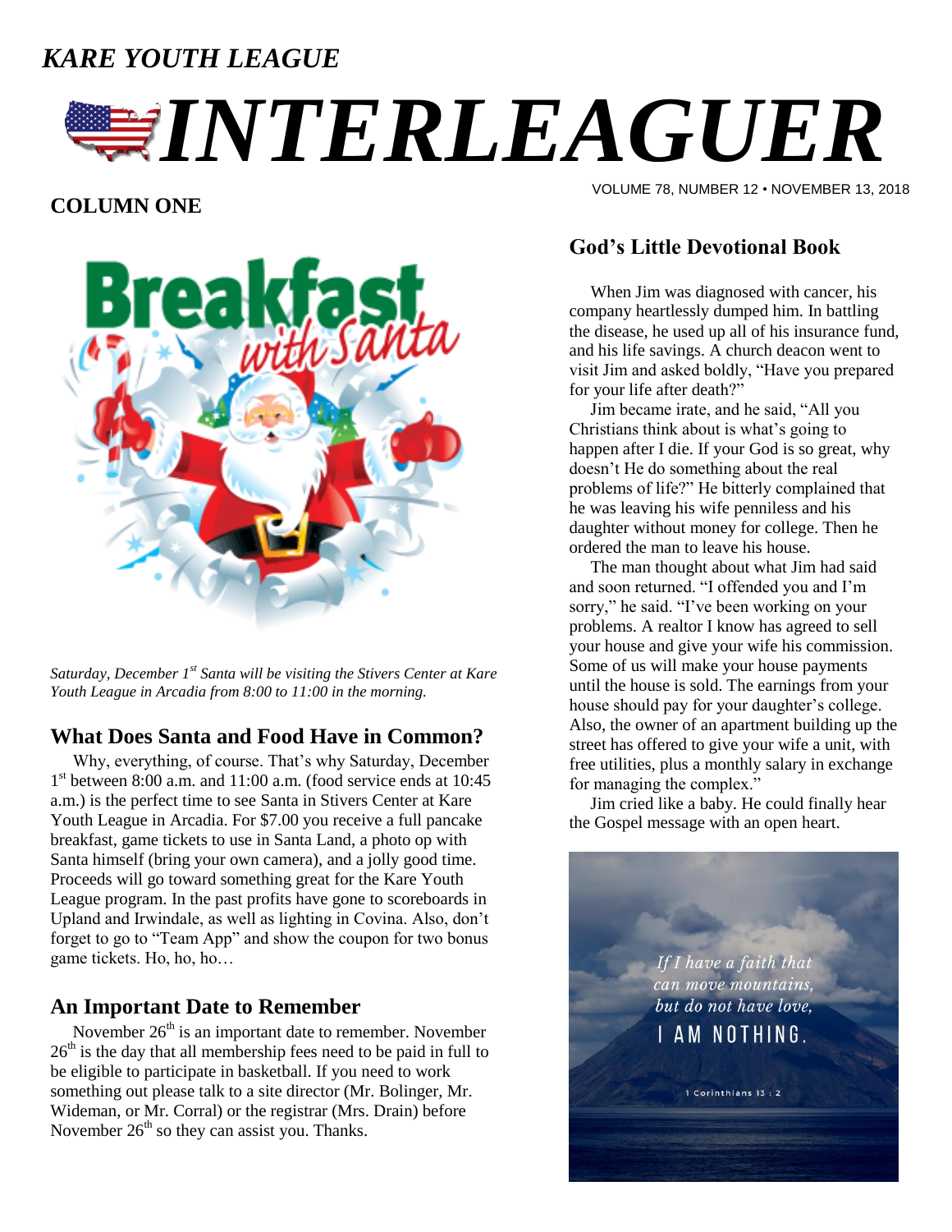*KARE YOUTH LEAGUE*

# *INTERLEAGUER*

VOLUME 78, NUMBER 12 • NOVEMBER 13, 2018

## COLUMN ONE

*Saturday, December 1st Santa will be visiting the Stivers Center at Kare Youth League in Arcadia from 8:00 to 11:00 in the morning.*

### What Does Santa and Food Have in Common?

Why, everything, of course. That's why Saturday, December 1st between 8:00 a.m. and 11:00 a.m. (food service ends at 10:45 a.m.) is the perfect time to see Santa in Stivers Center at Kare Youth League in Arcadia. For $7.00 you receive a full pancake breakfast, game tickets to use in Santa Land, a photo op with Santa himself (bring your own camera), and a jolly good time. Proceeds will go toward something great for the Kare Youth League program. In the past profits have gone to scoreboards in Upland and Irwindale, as well as lighting in Covina. Also, don't forget to go to "Team App" and show the coupon for two bonus game tickets. Ho, ho, ho…

### An Important Date to Remember

November 26th is an important date to remember. November 26th is the day that all membership fees need to be paid in full to be eligible to participate in basketball. If you need to work something out please talk to a site director (Mr. Bolinger, Mr. Wideman, or Mr. Corral) or the registrar (Mrs. Drain) before November 26th so they can assist you. Thanks.

### God's Little Devotional Book

When Jim was diagnosed with cancer, his company heartlessly dumped him. In battling the disease, he used up all of his insurance fund, and his life savings. A church deacon went to visit Jim and asked boldly, "Have you prepared for your life after death?"

Jim became irate, and he said, "All you Christians think about is what's going to happen after I die. If your God is so great, why doesn't He do something about the real problems of life?" He bitterly complained that he was leaving his wife penniless and his daughter without money for college. Then he ordered the man to leave his house.

The man thought about what Jim had said and soon returned. "I offended you and I'm sorry," he said. "I've been working on your problems. A realtor I know has agreed to sell your house and give your wife his commission. Some of us will make your house payments until the house is sold. The earnings from your house should pay for your daughter's college. Also, the owner of an apartment building up the street has offered to give your wife a unit, with free utilities, plus a monthly salary in exchange for managing the complex."

Jim cried like a baby. He could finally hear the Gospel message with an open heart.

*If I have a faith that can move mountains, but do not have love,*
I AM NOTHING.
1 Corinthians 13 : 2